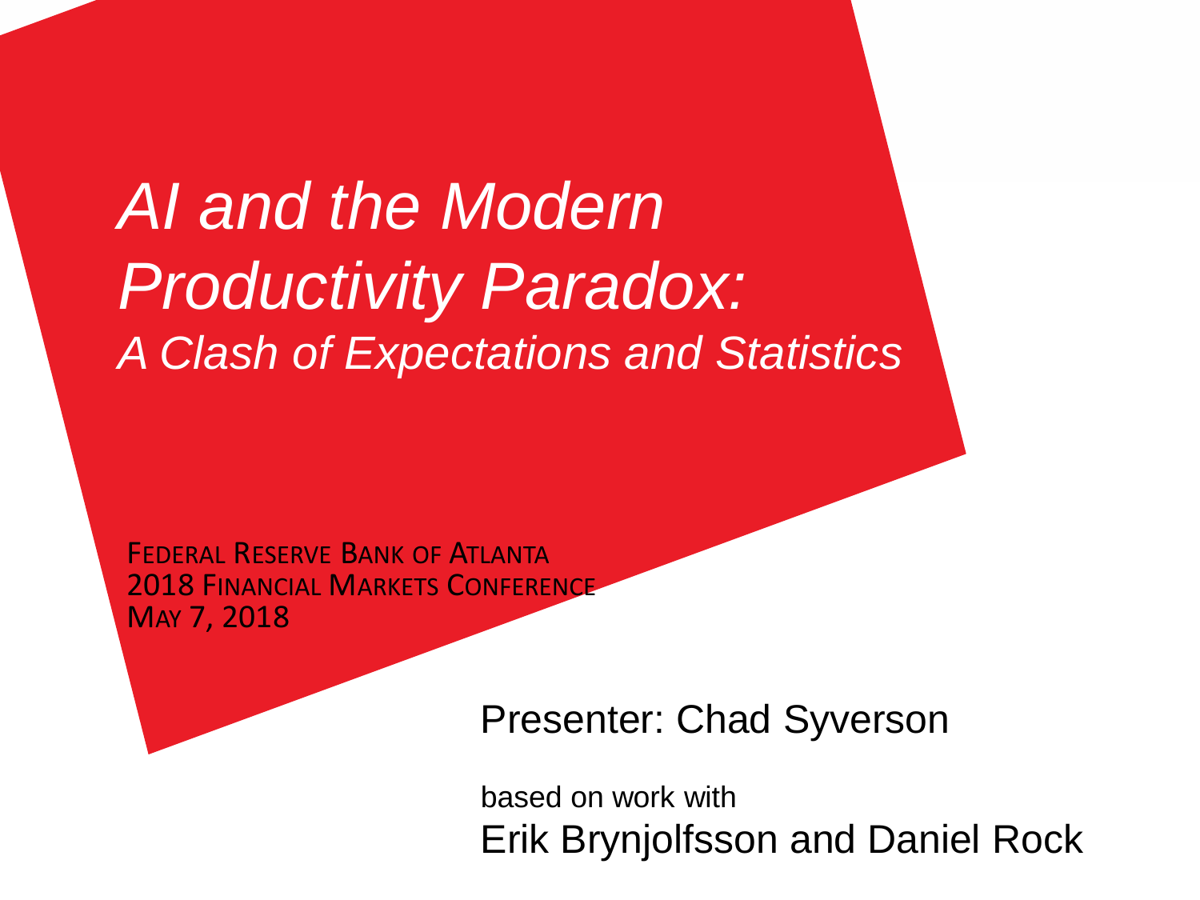# *AI and the Modern Productivity Paradox:*

## *A Clash of Expectations and Statistics*

FEDERAL RESERVE BANK OF ATLANTA
2018 FINANCIAL MARKETS CONFERENCE
MAY 7, 2018

Presenter: Chad Syverson

based on work with
Erik Brynjolfsson and Daniel Rock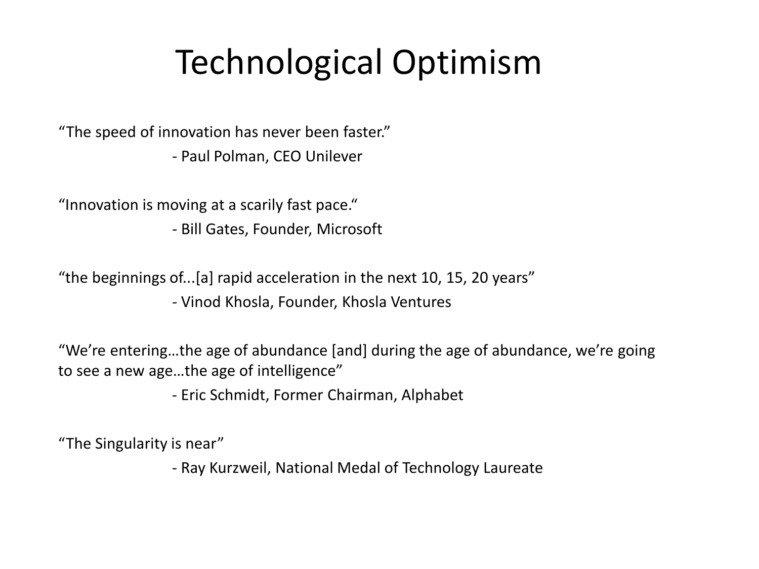# Technological Optimism

"The speed of innovation has never been faster."

- Paul Polman, CEO Unilever

"Innovation is moving at a scarily fast pace."

- Bill Gates, Founder, Microsoft

"the beginnings of...[a] rapid acceleration in the next 10, 15, 20 years"

- Vinod Khosla, Founder, Khosla Ventures

"We're entering…the age of abundance [and] during the age of abundance, we're going to see a new age…the age of intelligence"

- Eric Schmidt, Former Chairman, Alphabet

"The Singularity is near"

- Ray Kurzweil, National Medal of Technology Laureate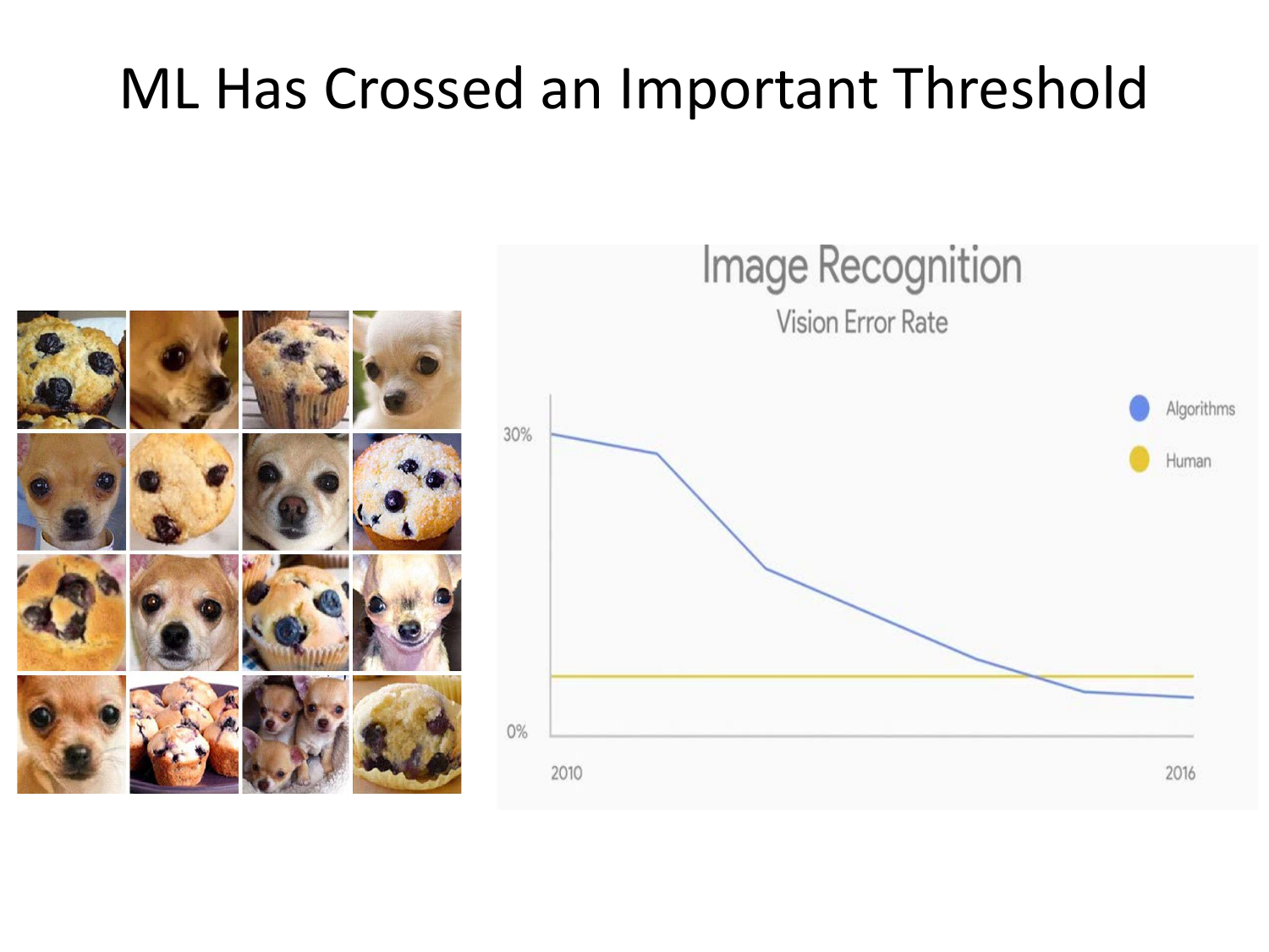# ML Has Crossed an Important Threshold

Image Recognition

Vision Error Rate

- Algorithms
- Human

30%

0%

2010

2016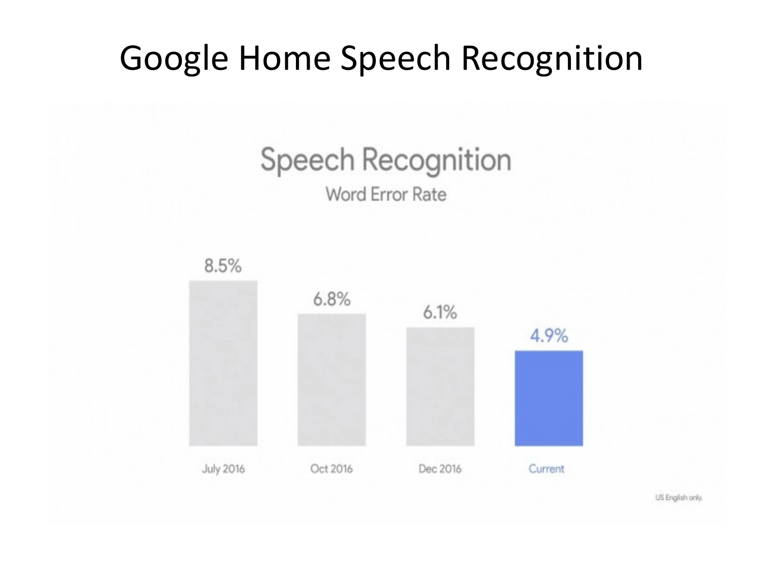# Google Home Speech Recognition

## Speech Recognition

Word Error Rate

| July 2016 | Oct 2016 | Dec 2016 | Current |
|---|---|---|---|
| 8.5% | 6.8% | 6.1% | 4.9% |

US English only.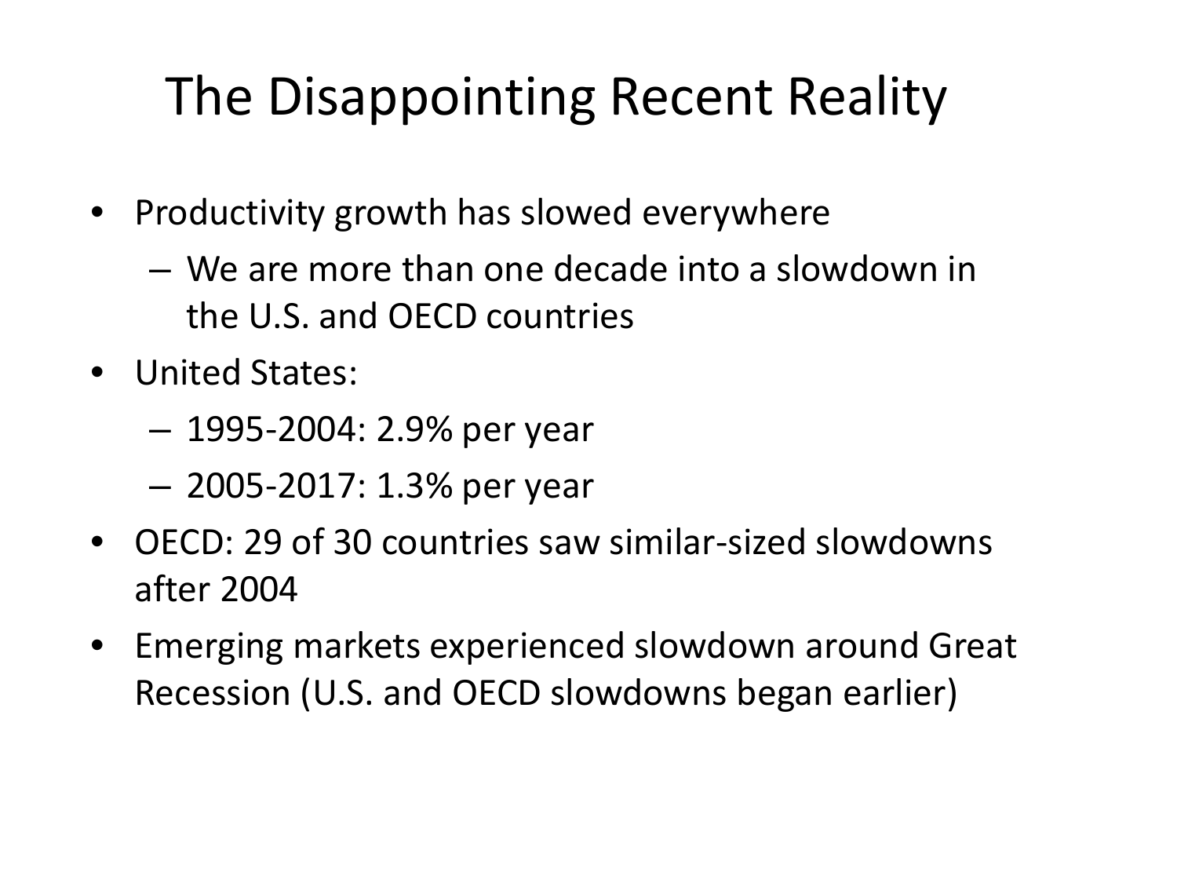# The Disappointing Recent Reality

- Productivity growth has slowed everywhere
  - We are more than one decade into a slowdown in the U.S. and OECD countries
- United States:
  - 1995-2004: 2.9% per year
  - 2005-2017: 1.3% per year
- OECD: 29 of 30 countries saw similar-sized slowdowns after 2004
- Emerging markets experienced slowdown around Great Recession (U.S. and OECD slowdowns began earlier)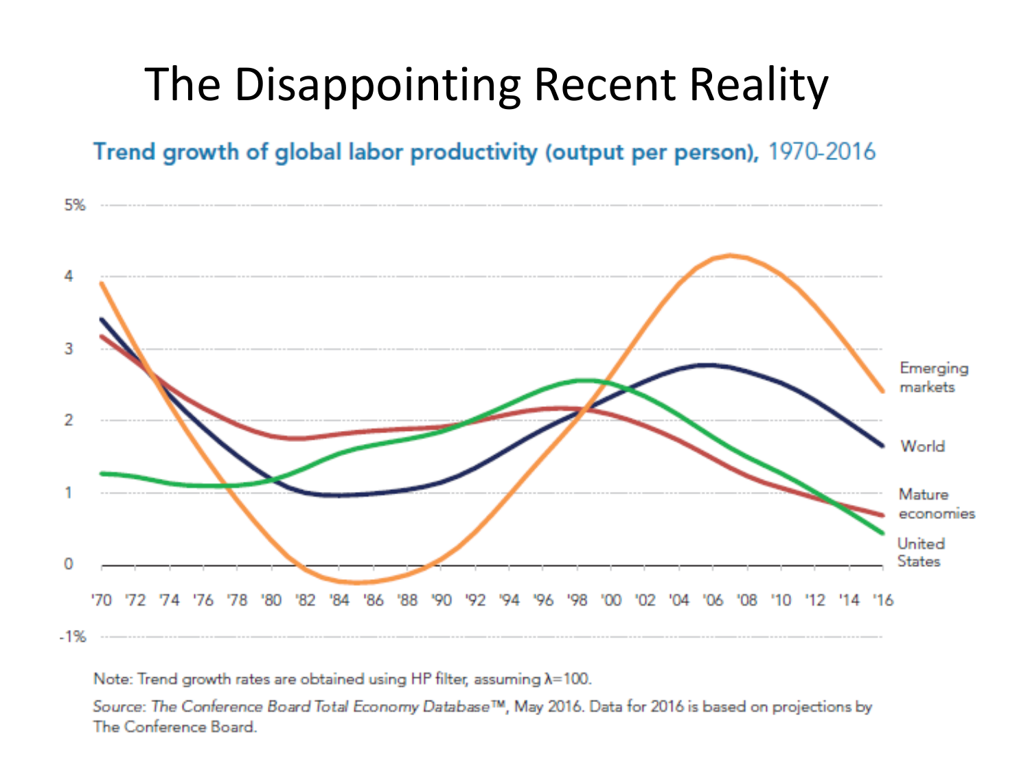# The Disappointing Recent Reality

**Trend growth of global labor productivity (output per person),** 1970-2016

Note: Trend growth rates are obtained using HP filter, assuming λ=100.

*Source: The Conference Board Total Economy Database™*, May 2016. Data for 2016 is based on projections by The Conference Board.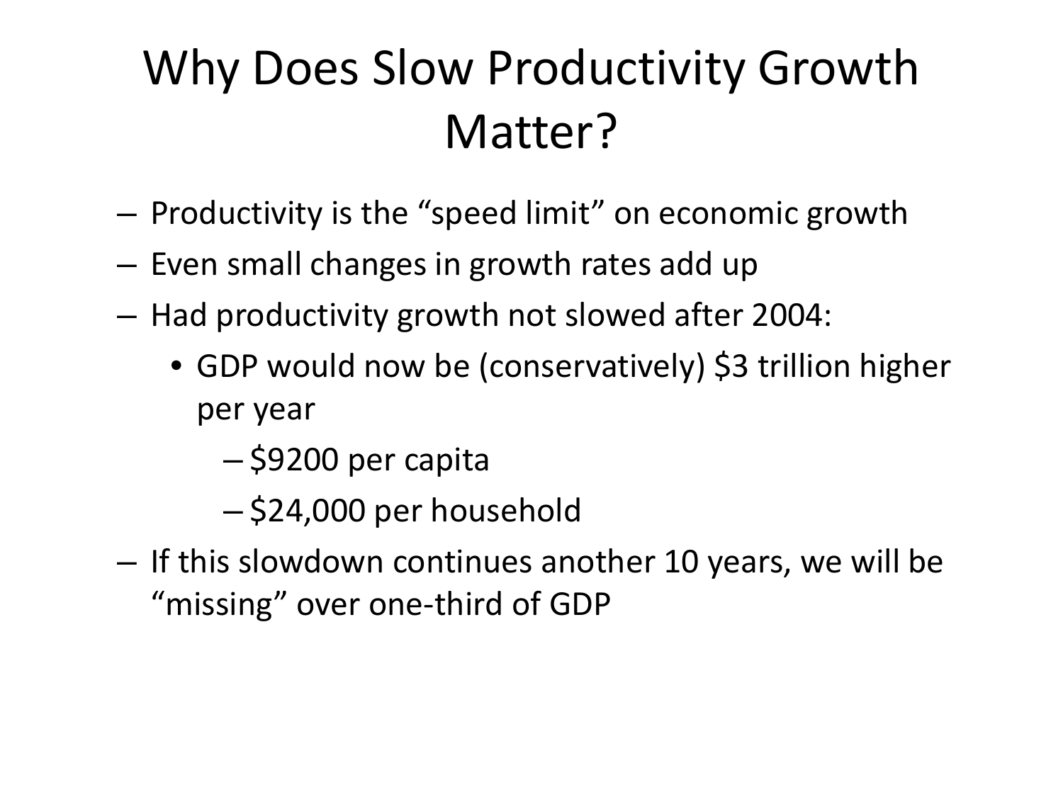# Why Does Slow Productivity Growth Matter?

- Productivity is the "speed limit" on economic growth
- Even small changes in growth rates add up
- Had productivity growth not slowed after 2004:
  - GDP would now be (conservatively) $3 trillion higher per year
    - $9200 per capita
    - $24,000 per household
- If this slowdown continues another 10 years, we will be "missing" over one-third of GDP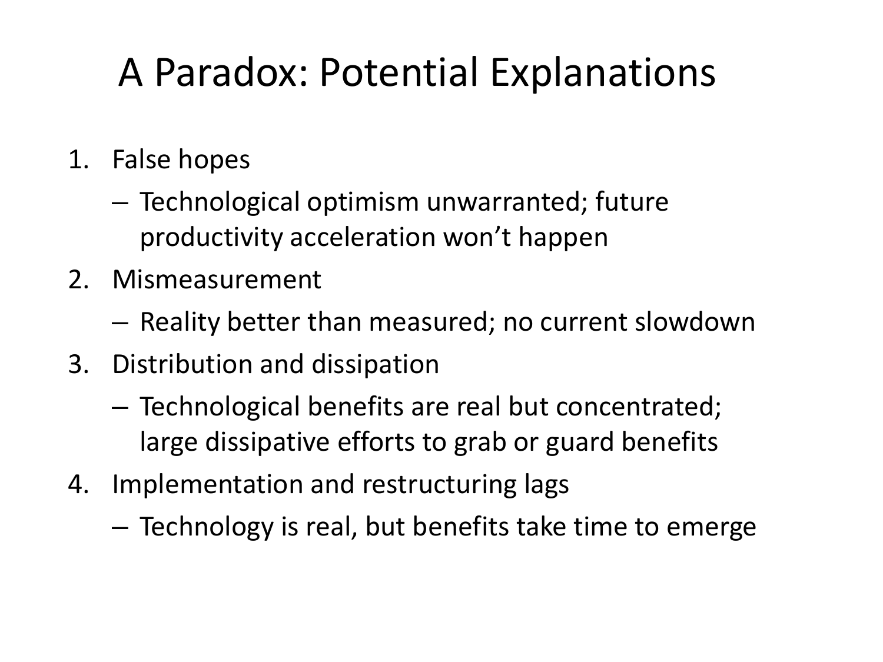# A Paradox: Potential Explanations

1. False hopes
   - Technological optimism unwarranted; future productivity acceleration won't happen
2. Mismeasurement
   - Reality better than measured; no current slowdown
3. Distribution and dissipation
   - Technological benefits are real but concentrated; large dissipative efforts to grab or guard benefits
4. Implementation and restructuring lags
   - Technology is real, but benefits take time to emerge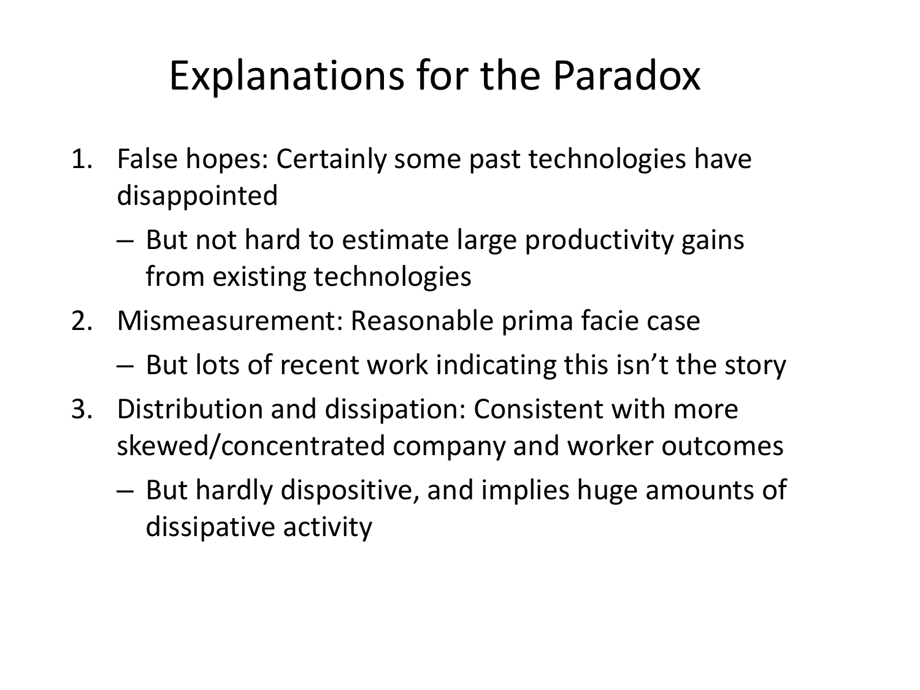# Explanations for the Paradox

1. False hopes: Certainly some past technologies have disappointed
   - But not hard to estimate large productivity gains from existing technologies
2. Mismeasurement: Reasonable prima facie case
   - But lots of recent work indicating this isn't the story
3. Distribution and dissipation: Consistent with more skewed/concentrated company and worker outcomes
   - But hardly dispositive, and implies huge amounts of dissipative activity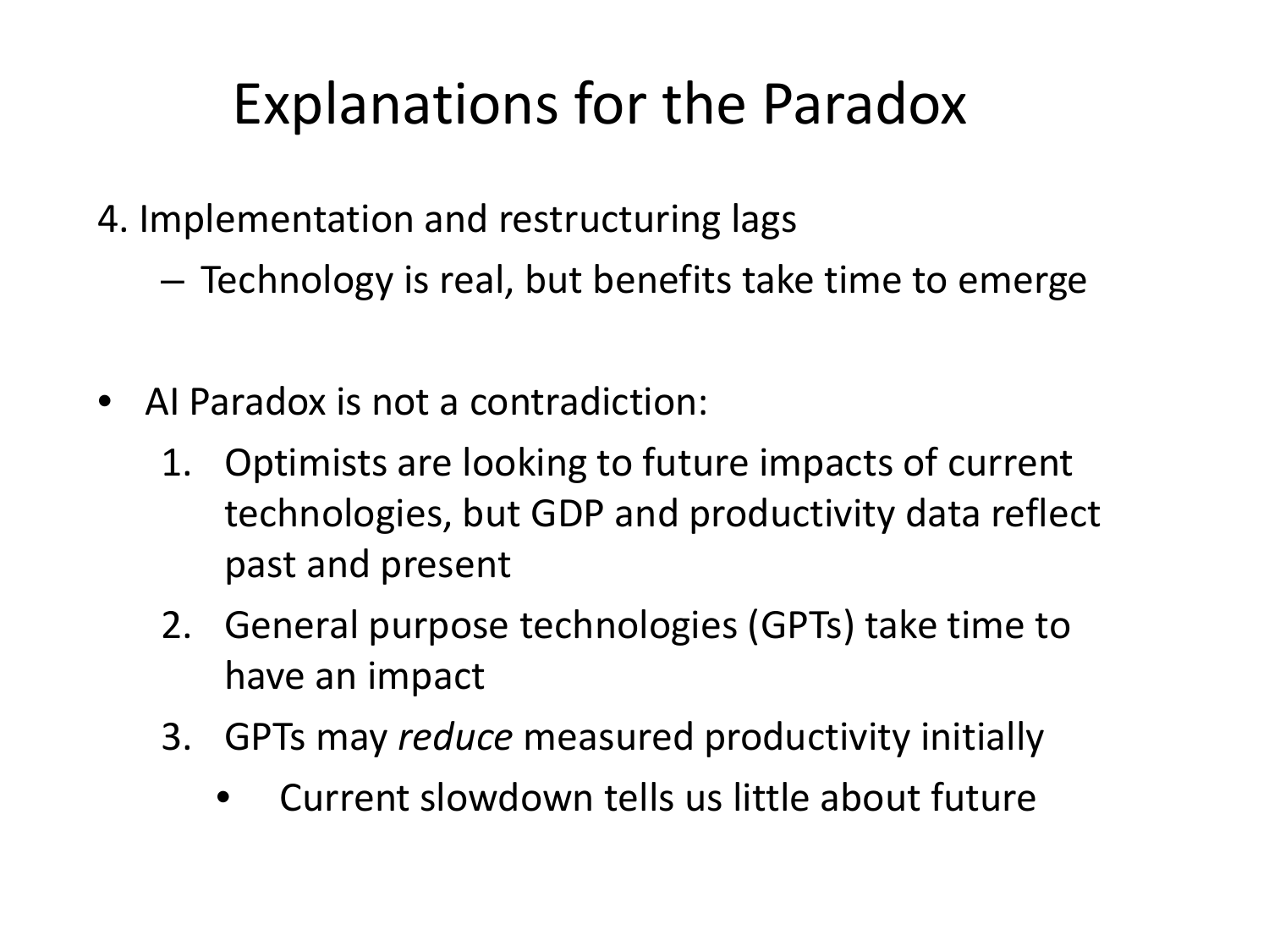# Explanations for the Paradox

4. Implementation and restructuring lags
   - Technology is real, but benefits take time to emerge

- AI Paradox is not a contradiction:
  1. Optimists are looking to future impacts of current technologies, but GDP and productivity data reflect past and present
  2. General purpose technologies (GPTs) take time to have an impact
  3. GPTs may *reduce* measured productivity initially
     - Current slowdown tells us little about future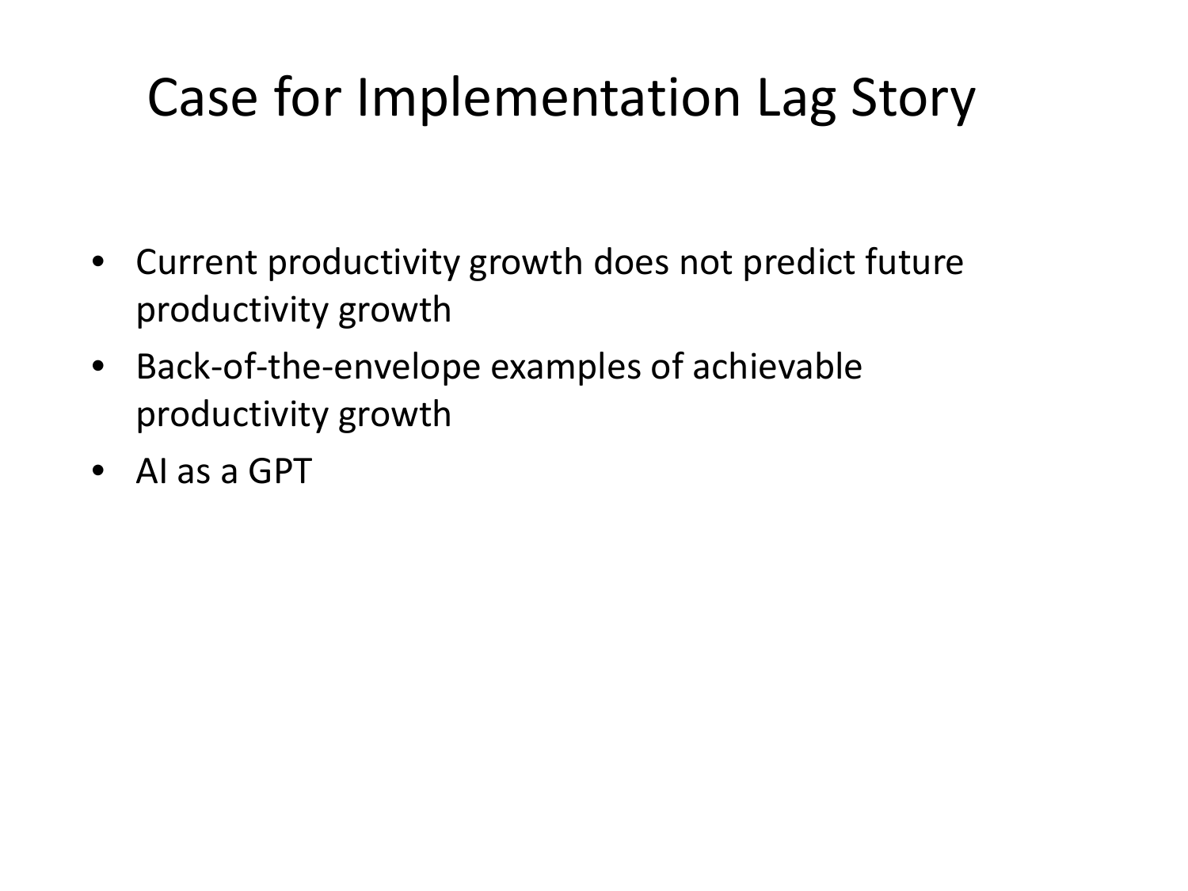# Case for Implementation Lag Story

- Current productivity growth does not predict future productivity growth
- Back-of-the-envelope examples of achievable productivity growth
- AI as a GPT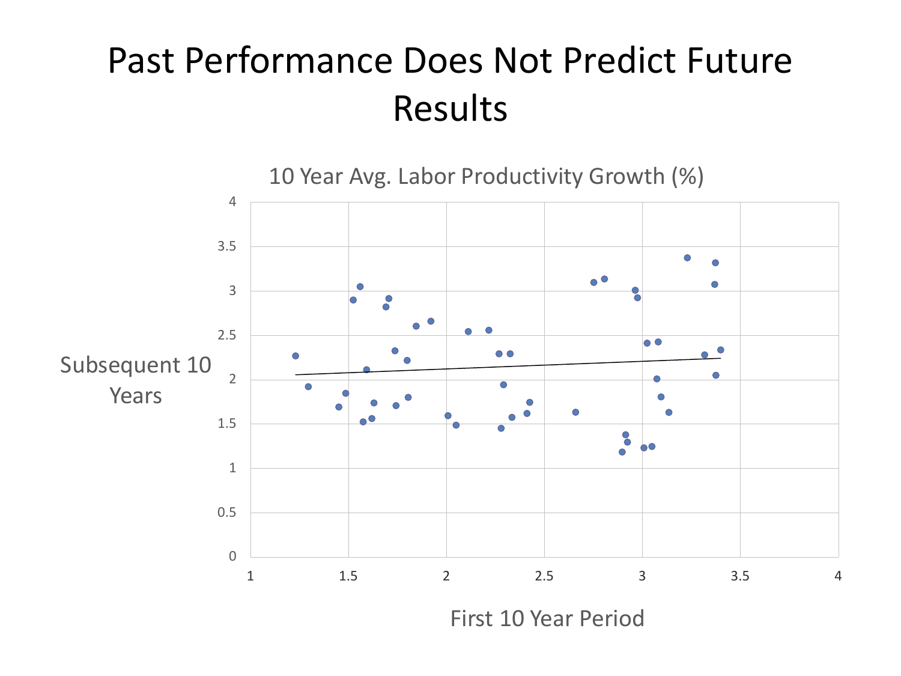# Past Performance Does Not Predict Future Results

10 Year Avg. Labor Productivity Growth (%)

Subsequent 10 Years

First 10 Year Period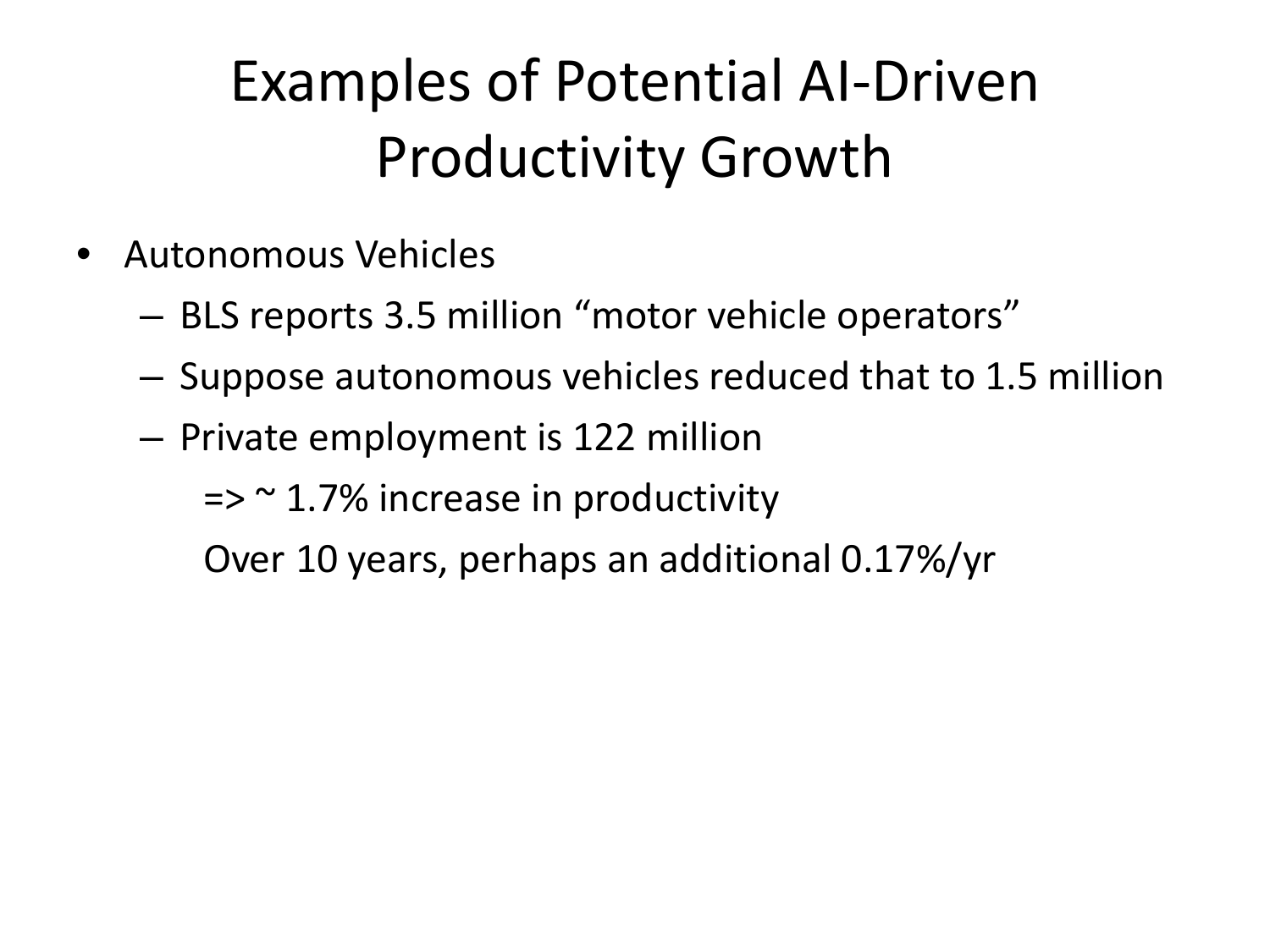# Examples of Potential AI-Driven Productivity Growth

- Autonomous Vehicles
  - BLS reports 3.5 million "motor vehicle operators"
  - Suppose autonomous vehicles reduced that to 1.5 million
  - Private employment is 122 million

    => ~ 1.7% increase in productivity

    Over 10 years, perhaps an additional 0.17%/yr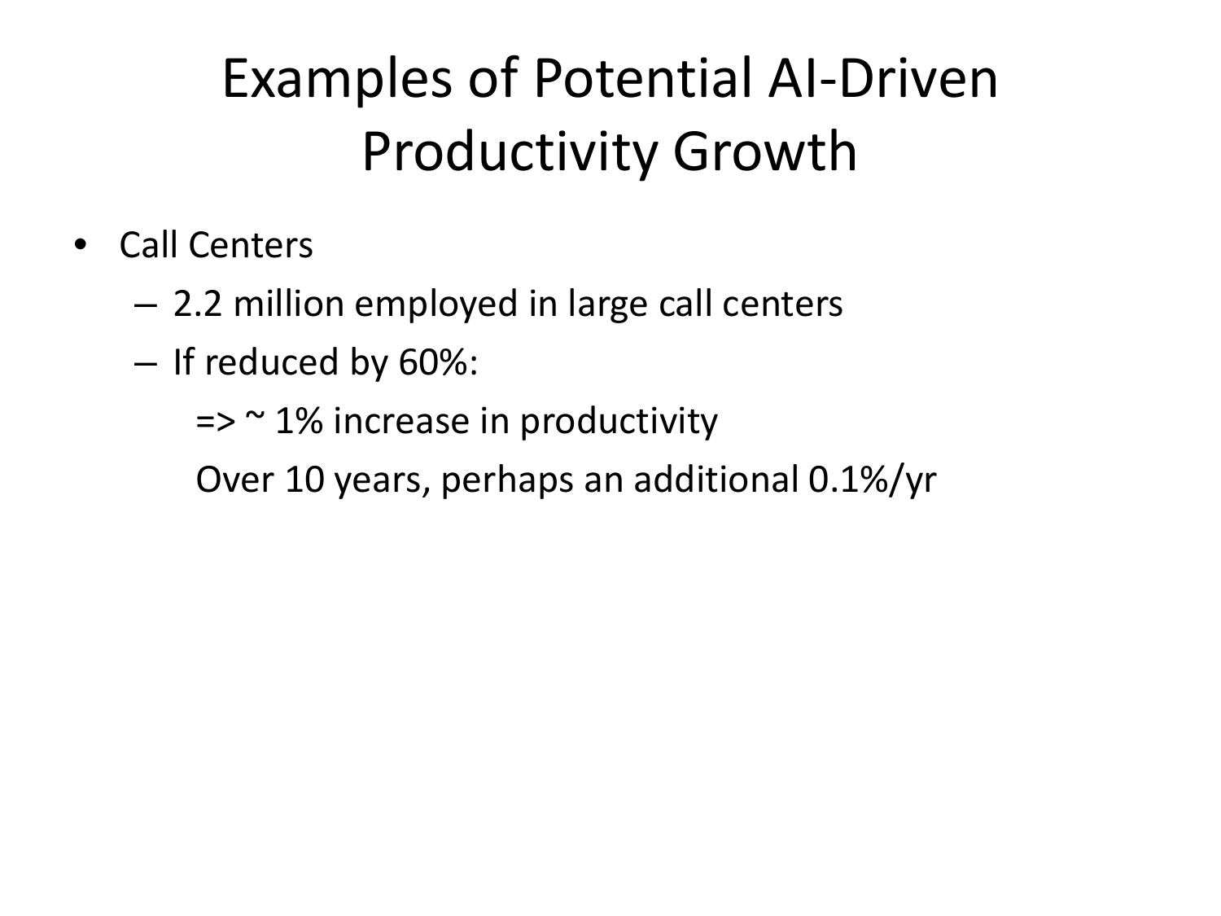# Examples of Potential AI-Driven Productivity Growth

- Call Centers
  - 2.2 million employed in large call centers
  - If reduced by 60%:

    => ~ 1% increase in productivity

    Over 10 years, perhaps an additional 0.1%/yr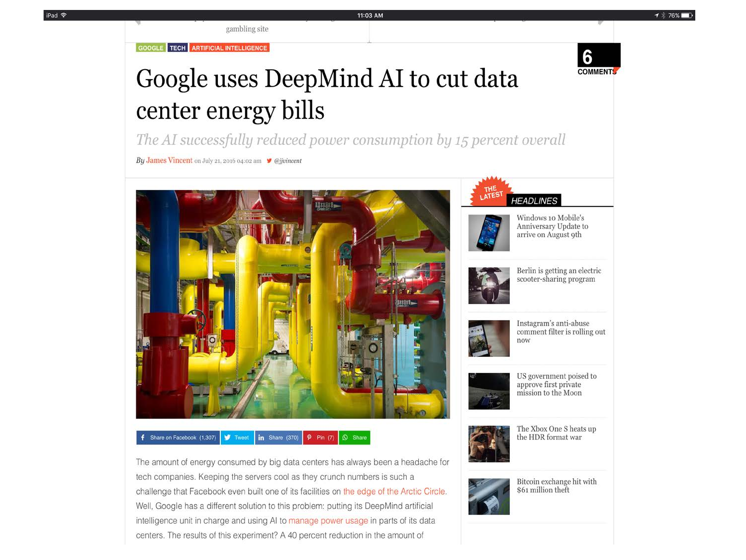gambling site

GOOGLE TECH ARTIFICIAL INTELLIGENCE

6 COMMENTS

# Google uses DeepMind AI to cut data center energy bills

*The AI successfully reduced power consumption by 15 percent overall*

*By* James Vincent on July 21, 2016 04:02 am @jjvincent

Share on Facebook (1,307) Tweet Share (370) Pin (7) Share

The amount of energy consumed by big data centers has always been a headache for tech companies. Keeping the servers cool as they crunch numbers is such a challenge that Facebook even built one of its facilities on the edge of the Arctic Circle. Well, Google has a different solution to this problem: putting its DeepMind artificial intelligence unit in charge and using AI to manage power usage in parts of its data centers. The results of this experiment? A 40 percent reduction in the amount of

THE LATEST HEADLINES

- Windows 10 Mobile's Anniversary Update to arrive on August 9th
- Berlin is getting an electric scooter-sharing program
- Instagram's anti-abuse comment filter is rolling out now
- US government poised to approve first private mission to the Moon
- The Xbox One S heats up the HDR format war
- Bitcoin exchange hit with $61 million theft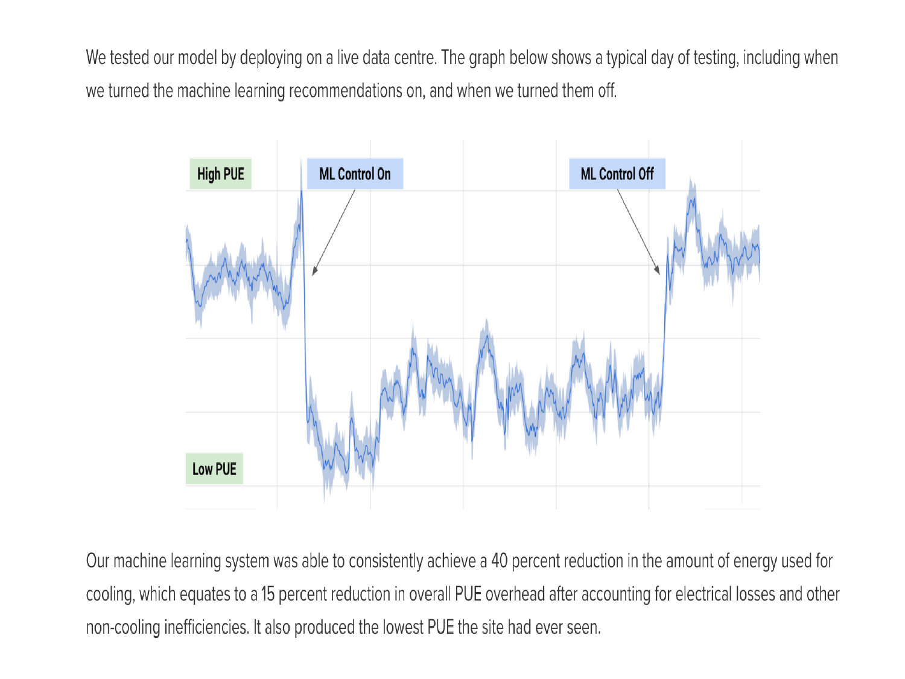We tested our model by deploying on a live data centre. The graph below shows a typical day of testing, including when we turned the machine learning recommendations on, and when we turned them off.

High PUE

ML Control On

ML Control Off

Low PUE

Our machine learning system was able to consistently achieve a 40 percent reduction in the amount of energy used for cooling, which equates to a 15 percent reduction in overall PUE overhead after accounting for electrical losses and other non-cooling inefficiencies. It also produced the lowest PUE the site had ever seen.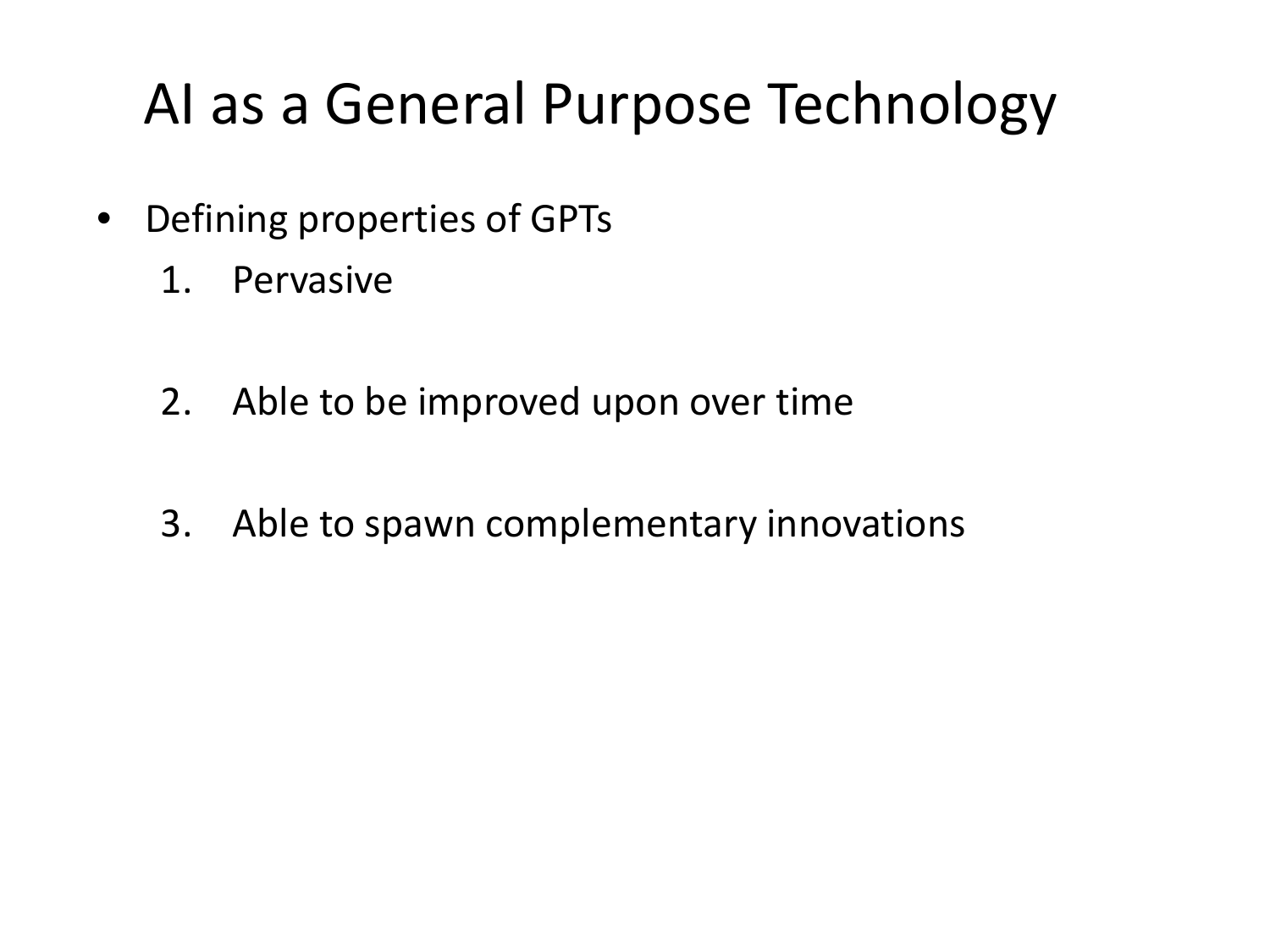# AI as a General Purpose Technology

- Defining properties of GPTs
  1. Pervasive
  2. Able to be improved upon over time
  3. Able to spawn complementary innovations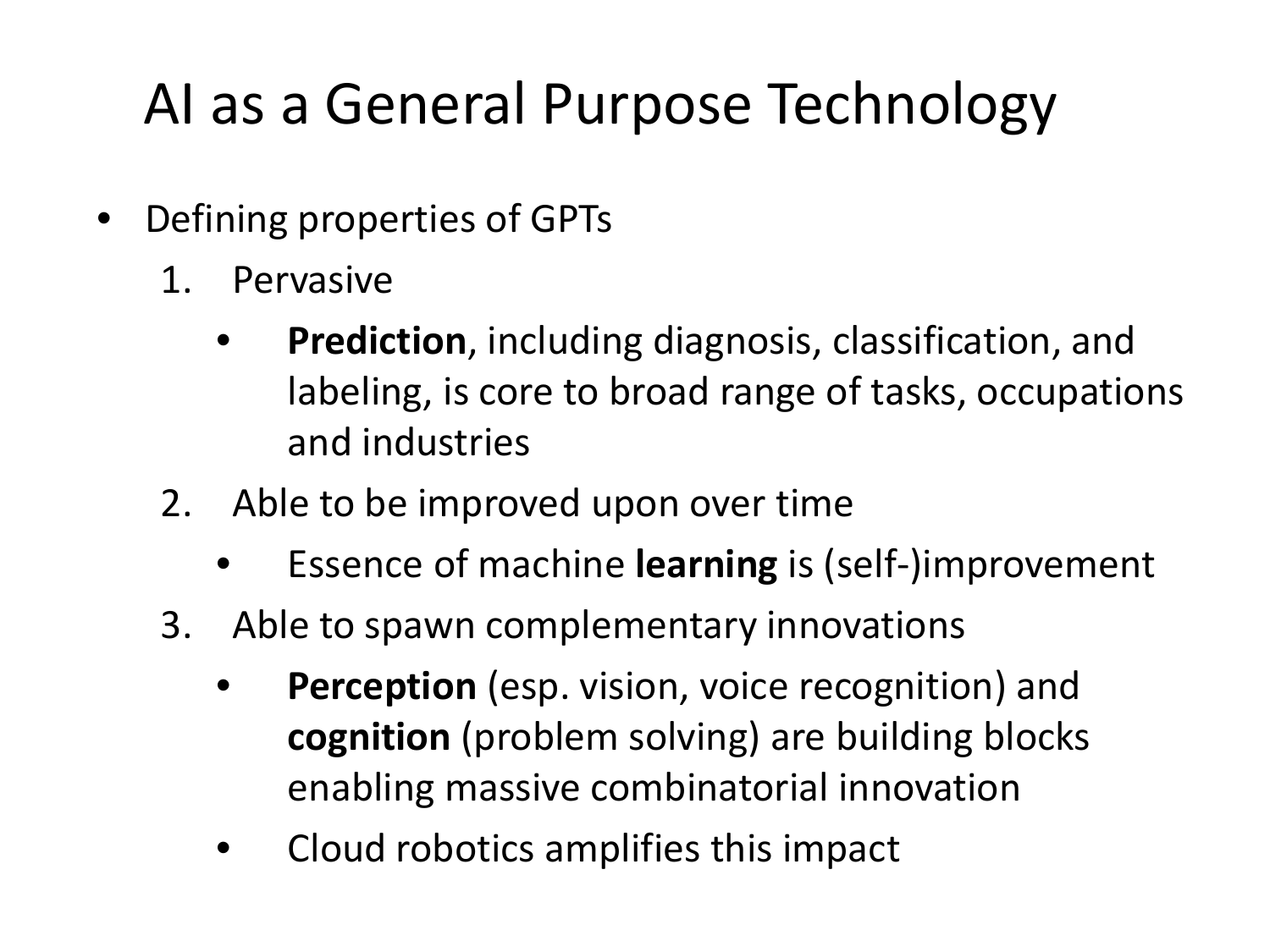# AI as a General Purpose Technology

- Defining properties of GPTs
  1. Pervasive
     - **Prediction**, including diagnosis, classification, and labeling, is core to broad range of tasks, occupations and industries
  2. Able to be improved upon over time
     - Essence of machine **learning** is (self-)improvement
  3. Able to spawn complementary innovations
     - **Perception** (esp. vision, voice recognition) and **cognition** (problem solving) are building blocks enabling massive combinatorial innovation
     - Cloud robotics amplifies this impact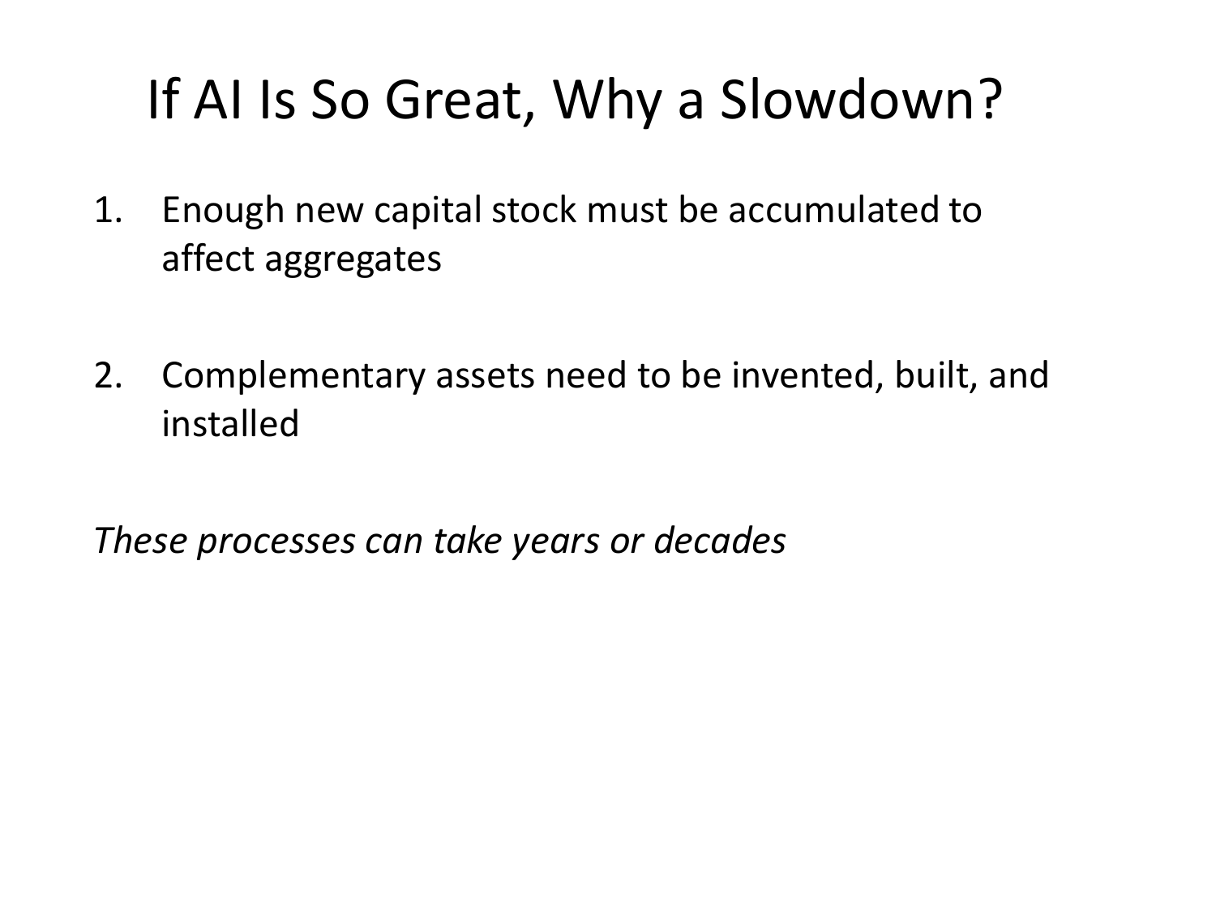# If AI Is So Great, Why a Slowdown?

1. Enough new capital stock must be accumulated to affect aggregates

2. Complementary assets need to be invented, built, and installed

*These processes can take years or decades*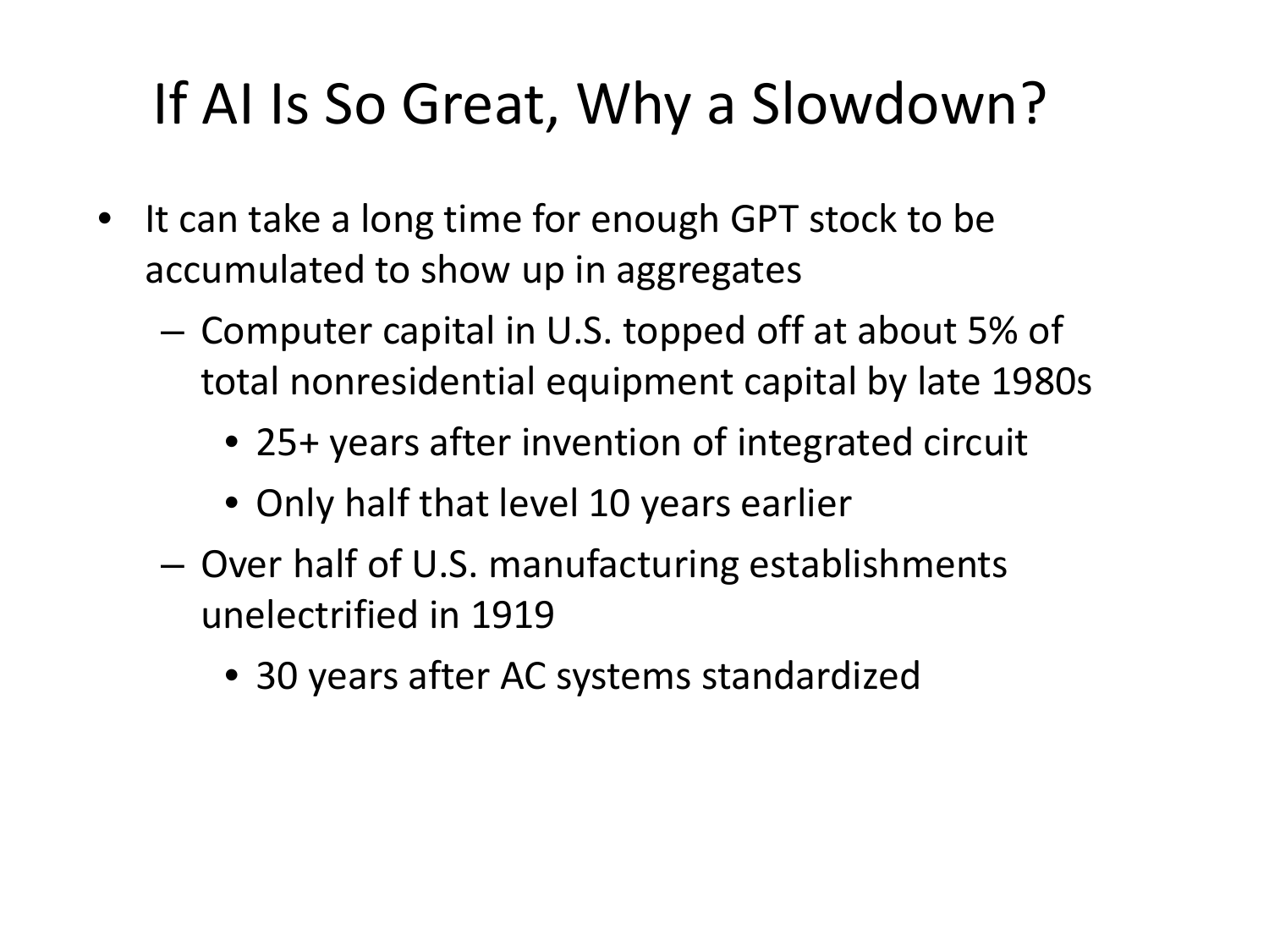# If AI Is So Great, Why a Slowdown?

- It can take a long time for enough GPT stock to be accumulated to show up in aggregates
  - Computer capital in U.S. topped off at about 5% of total nonresidential equipment capital by late 1980s
    - 25+ years after invention of integrated circuit
    - Only half that level 10 years earlier
  - Over half of U.S. manufacturing establishments unelectrified in 1919
    - 30 years after AC systems standardized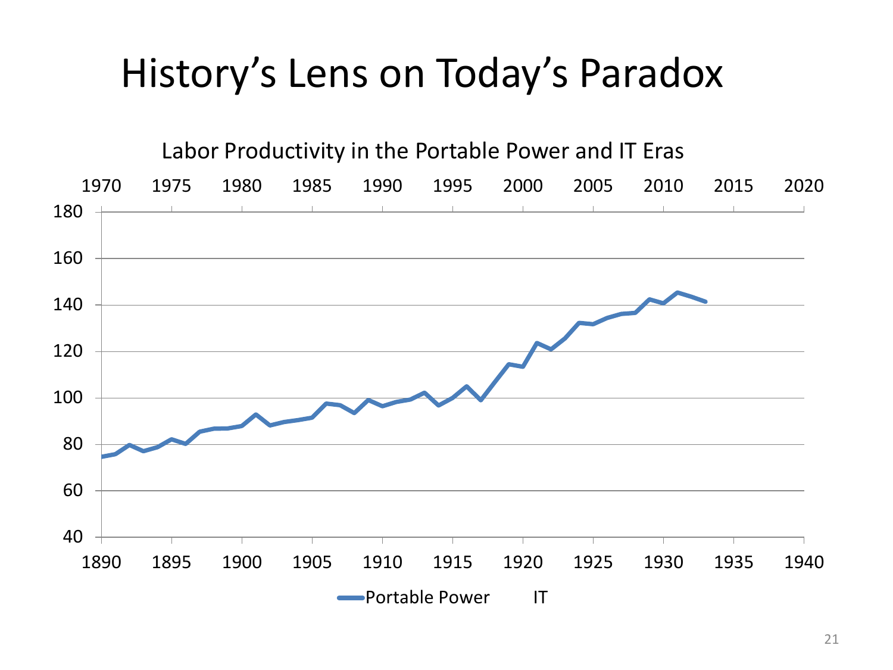# History's Lens on Today's Paradox

Labor Productivity in the Portable Power and IT Eras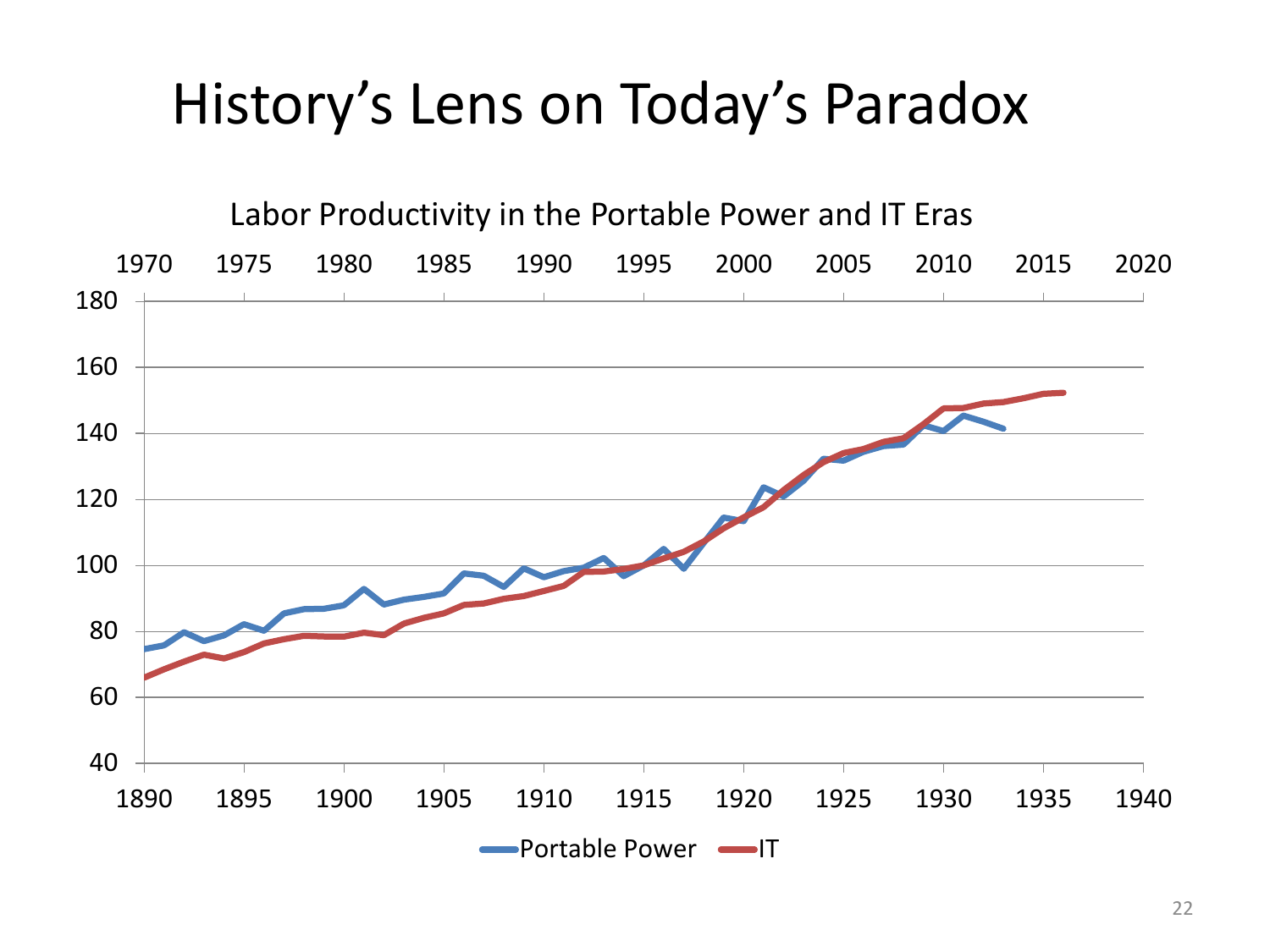# History's Lens on Today's Paradox

Labor Productivity in the Portable Power and IT Eras

1970 1975 1980 1985 1990 1995 2000 2005 2010 2015 2020

180
160
140
120
100
80
60
40

1890 1895 1900 1905 1910 1915 1920 1925 1930 1935 1940

Portable Power   IT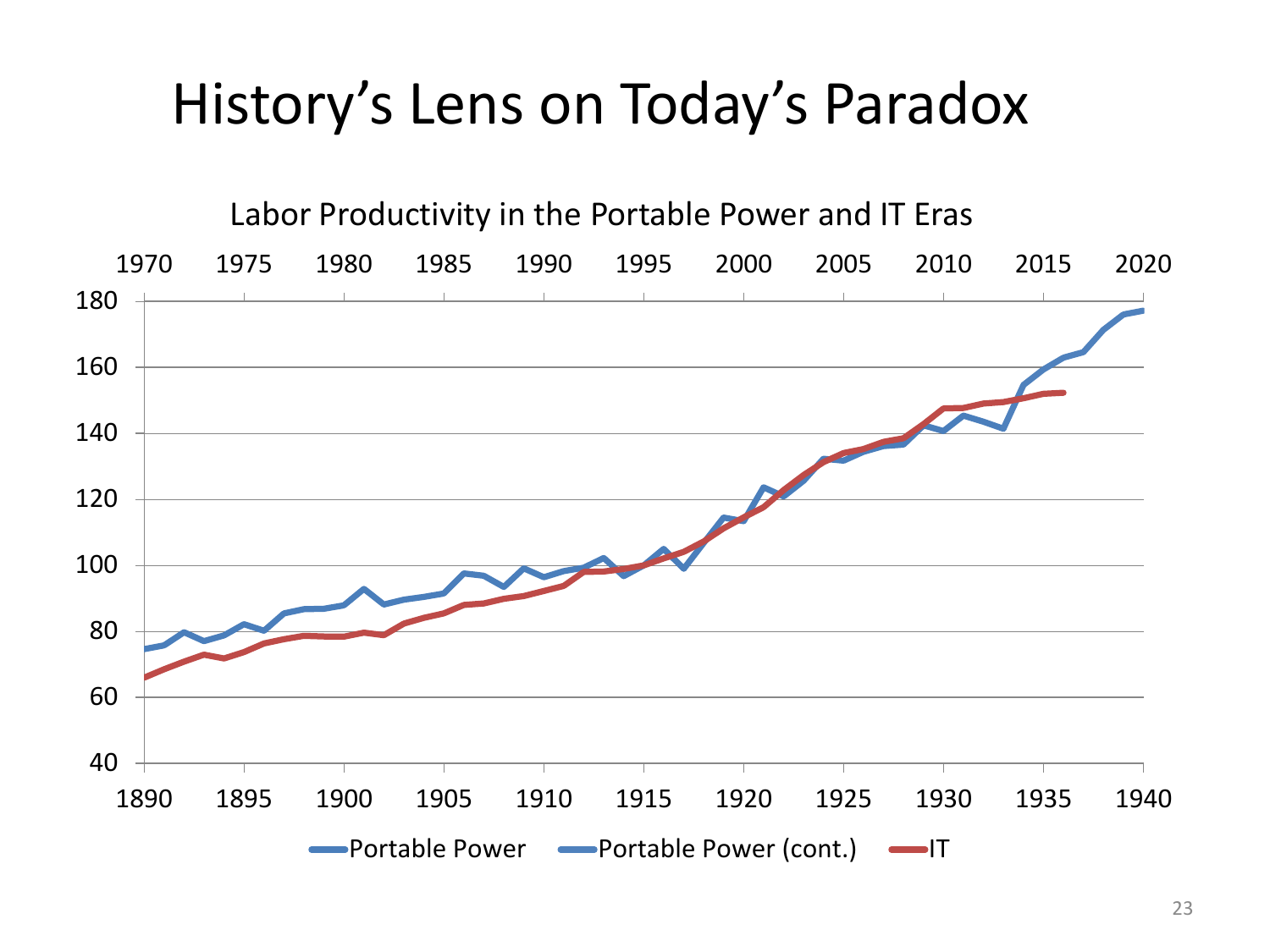# History's Lens on Today's Paradox

Labor Productivity in the Portable Power and IT Eras

Top axis: 1970, 1975, 1980, 1985, 1990, 1995, 2000, 2005, 2010, 2015, 2020

Left axis: 40, 60, 80, 100, 120, 140, 160, 180

Bottom axis: 1890, 1895, 1900, 1905, 1910, 1915, 1920, 1925, 1930, 1935, 1940

Legend: Portable Power, Portable Power (cont.), IT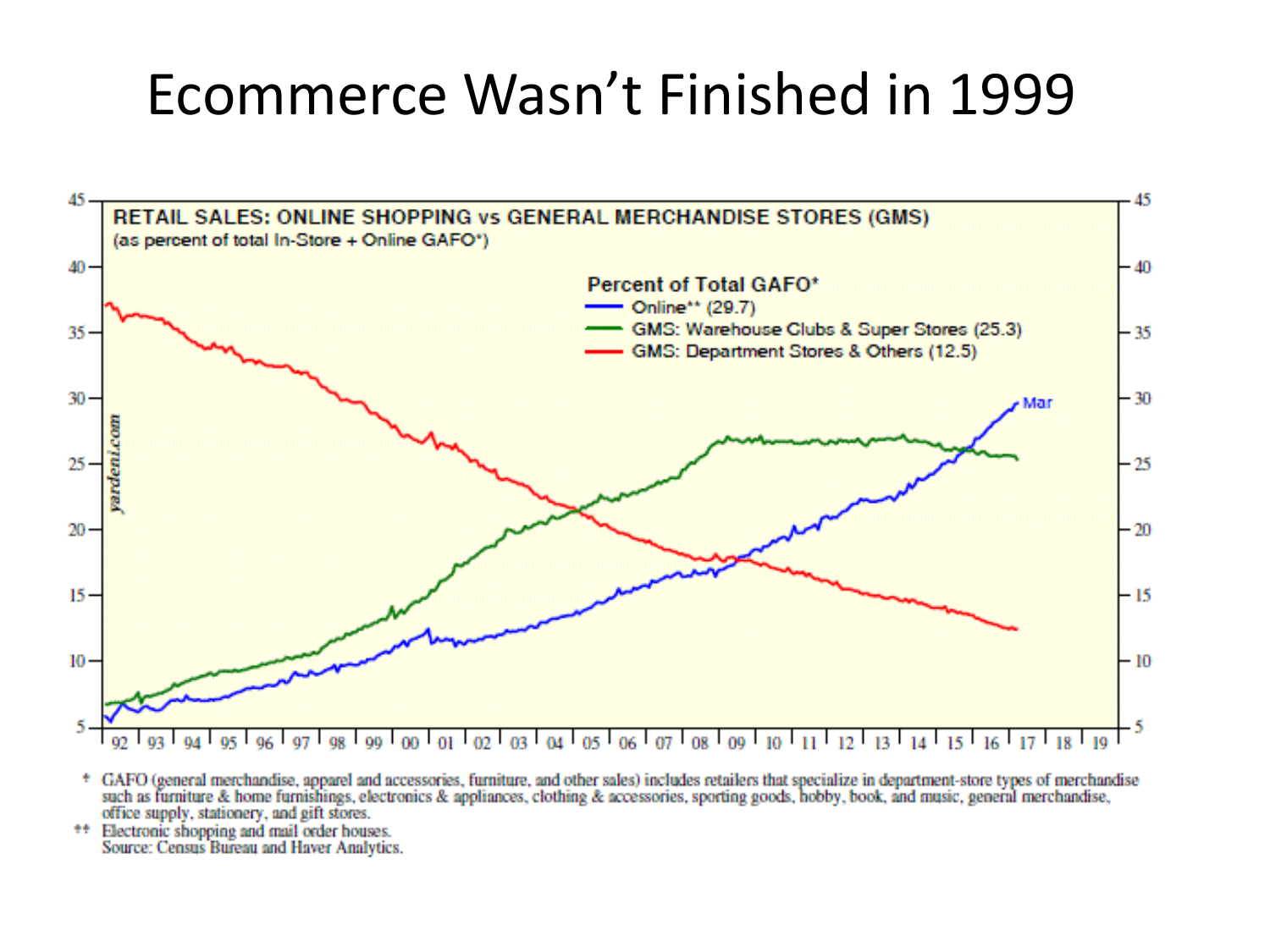# Ecommerce Wasn't Finished in 1999

**RETAIL SALES: ONLINE SHOPPING vs GENERAL MERCHANDISE STORES (GMS)**
(as percent of total In-Store + Online GAFO*)

Percent of Total GAFO*
- Online** (29.7)
- GMS: Warehouse Clubs & Super Stores (25.3)
- GMS: Department Stores & Others (12.5)

Mar

yardeni.com

\* GAFO (general merchandise, apparel and accessories, furniture, and other sales) includes retailers that specialize in department-store types of merchandise such as furniture & home furnishings, electronics & appliances, clothing & accessories, sporting goods, hobby, book, and music, general merchandise, office supply, stationery, and gift stores.
\*\* Electronic shopping and mail order houses.
Source: Census Bureau and Haver Analytics.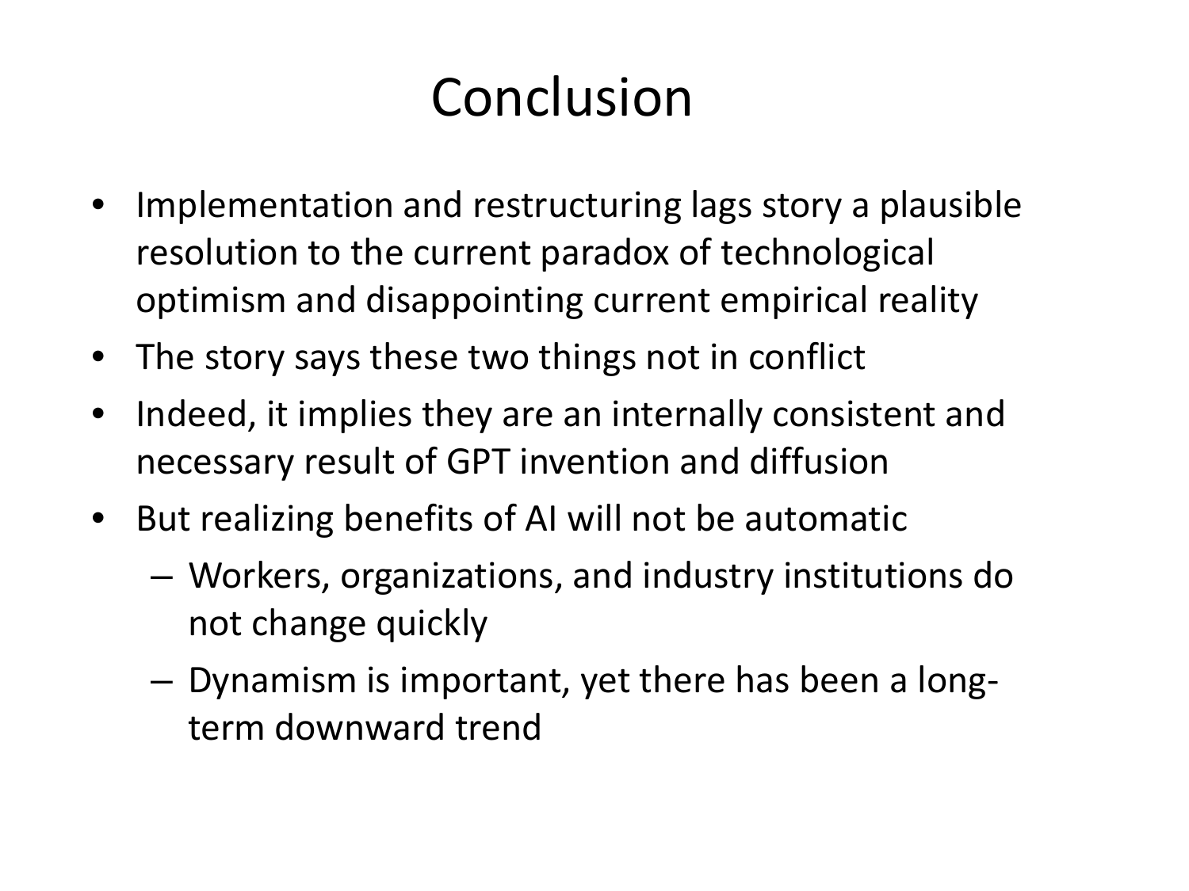# Conclusion

- Implementation and restructuring lags story a plausible resolution to the current paradox of technological optimism and disappointing current empirical reality
- The story says these two things not in conflict
- Indeed, it implies they are an internally consistent and necessary result of GPT invention and diffusion
- But realizing benefits of AI will not be automatic
  - Workers, organizations, and industry institutions do not change quickly
  - Dynamism is important, yet there has been a long-term downward trend